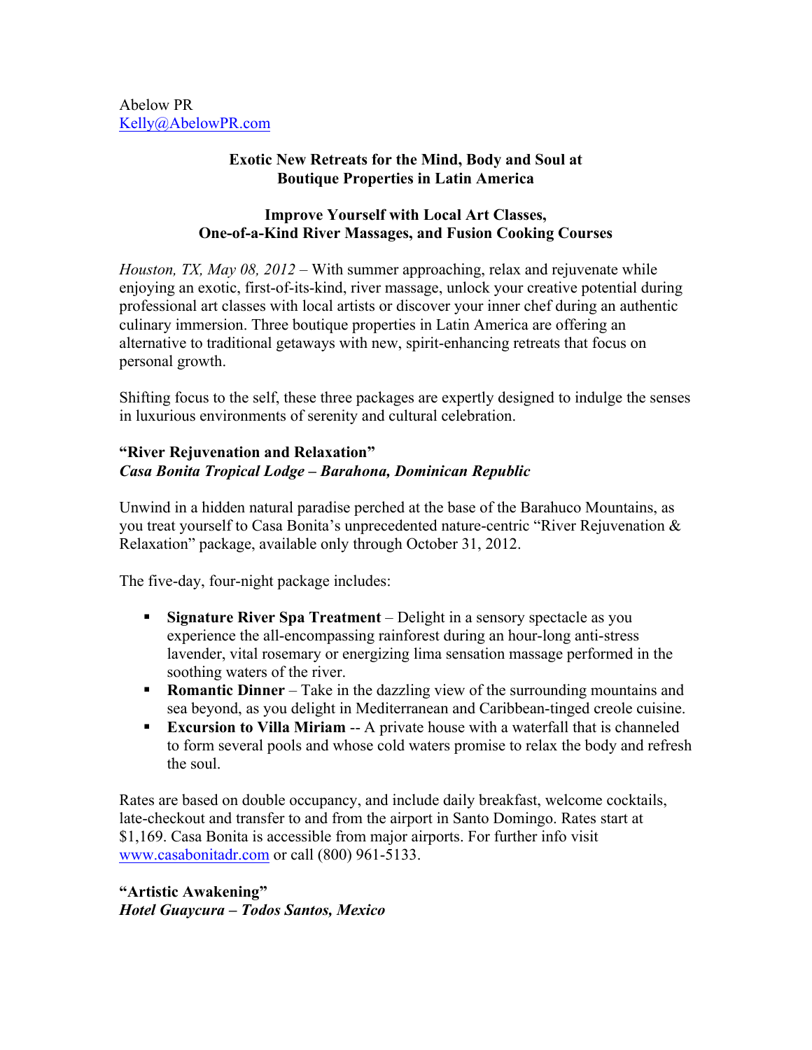Abelow PR
Kelly@AbelowPR.com

**Exotic New Retreats for the Mind, Body and Soul at Boutique Properties in Latin America**

**Improve Yourself with Local Art Classes, One-of-a-Kind River Massages, and Fusion Cooking Courses**

*Houston, TX, May 08, 2012* – With summer approaching, relax and rejuvenate while enjoying an exotic, first-of-its-kind, river massage, unlock your creative potential during professional art classes with local artists or discover your inner chef during an authentic culinary immersion. Three boutique properties in Latin America are offering an alternative to traditional getaways with new, spirit-enhancing retreats that focus on personal growth.

Shifting focus to the self, these three packages are expertly designed to indulge the senses in luxurious environments of serenity and cultural celebration.

**"River Rejuvenation and Relaxation"**
***Casa Bonita Tropical Lodge – Barahona, Dominican Republic***

Unwind in a hidden natural paradise perched at the base of the Barahuco Mountains, as you treat yourself to Casa Bonita's unprecedented nature-centric "River Rejuvenation & Relaxation" package, available only through October 31, 2012.

The five-day, four-night package includes:

- **Signature River Spa Treatment** – Delight in a sensory spectacle as you experience the all-encompassing rainforest during an hour-long anti-stress lavender, vital rosemary or energizing lima sensation massage performed in the soothing waters of the river.
- **Romantic Dinner** – Take in the dazzling view of the surrounding mountains and sea beyond, as you delight in Mediterranean and Caribbean-tinged creole cuisine.
- **Excursion to Villa Miriam** -- A private house with a waterfall that is channeled to form several pools and whose cold waters promise to relax the body and refresh the soul.

Rates are based on double occupancy, and include daily breakfast, welcome cocktails, late-checkout and transfer to and from the airport in Santo Domingo. Rates start at $1,169. Casa Bonita is accessible from major airports. For further info visit www.casabonitadr.com or call (800) 961-5133.

**"Artistic Awakening"**
***Hotel Guaycura – Todos Santos, Mexico***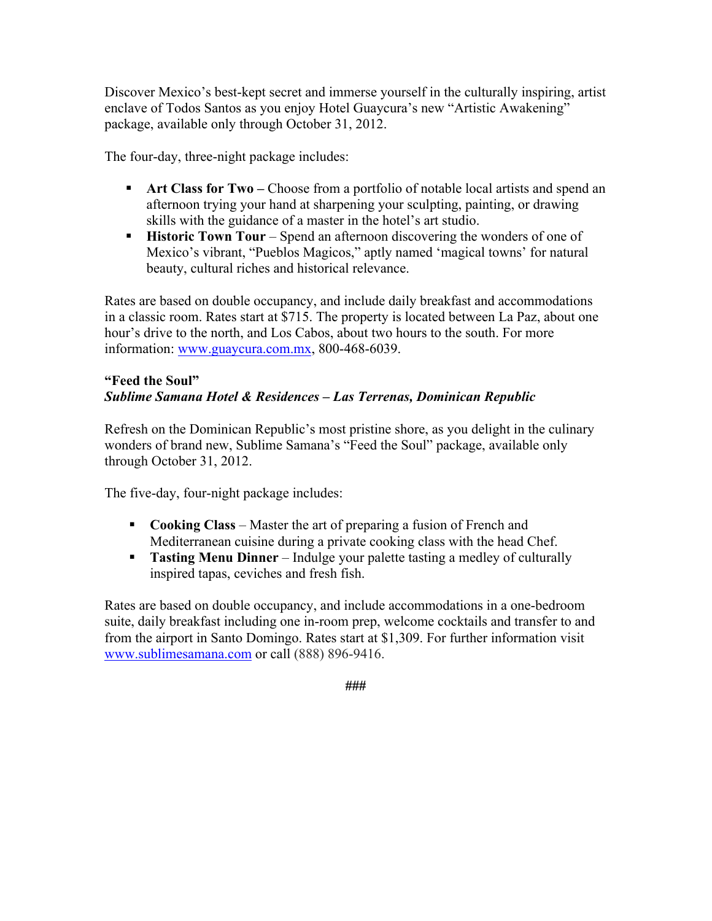Discover Mexico's best-kept secret and immerse yourself in the culturally inspiring, artist enclave of Todos Santos as you enjoy Hotel Guaycura's new "Artistic Awakening" package, available only through October 31, 2012.

The four-day, three-night package includes:

- **Art Class for Two –** Choose from a portfolio of notable local artists and spend an afternoon trying your hand at sharpening your sculpting, painting, or drawing skills with the guidance of a master in the hotel's art studio.
- **Historic Town Tour** – Spend an afternoon discovering the wonders of one of Mexico's vibrant, "Pueblos Magicos," aptly named 'magical towns' for natural beauty, cultural riches and historical relevance.

Rates are based on double occupancy, and include daily breakfast and accommodations in a classic room. Rates start at $715. The property is located between La Paz, about one hour's drive to the north, and Los Cabos, about two hours to the south. For more information: [www.guaycura.com.mx](http://www.guaycura.com.mx), 800-468-6039.

**"Feed the Soul"**
***Sublime Samana Hotel & Residences – Las Terrenas, Dominican Republic***

Refresh on the Dominican Republic's most pristine shore, as you delight in the culinary wonders of brand new, Sublime Samana's "Feed the Soul" package, available only through October 31, 2012.

The five-day, four-night package includes:

- **Cooking Class** – Master the art of preparing a fusion of French and Mediterranean cuisine during a private cooking class with the head Chef.
- **Tasting Menu Dinner** – Indulge your palette tasting a medley of culturally inspired tapas, ceviches and fresh fish.

Rates are based on double occupancy, and include accommodations in a one-bedroom suite, daily breakfast including one in-room prep, welcome cocktails and transfer to and from the airport in Santo Domingo. Rates start at $1,309. For further information visit [www.sublimesamana.com](http://www.sublimesamana.com) or call (888) 896-9416.

###